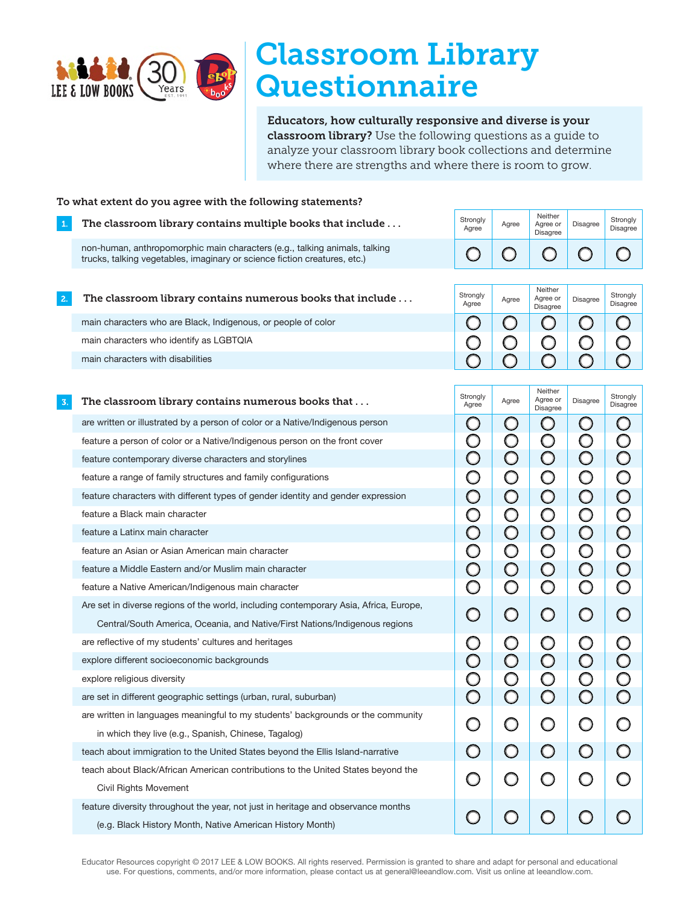# Classroom Library Questionnaire

**Educators, how culturally responsive and diverse is your classroom library?** Use the following questions as a guide to analyze your classroom library book collections and determine where there are strengths and where there is room to grow.

**To what extent do you agree with the following statements?**

| **1. The classroom library contains multiple books that include . . .** | Strongly Agree | Agree | Neither Agree or Disagree | Disagree | Strongly Disagree |
|---|---|---|---|---|---|
| non-human, anthropomorphic main characters (e.g., talking animals, talking trucks, talking vegetables, imaginary or science fiction creatures, etc.) | ○ | ○ | ○ | ○ | ○ |

| **2. The classroom library contains numerous books that include . . .** | Strongly Agree | Agree | Neither Agree or Disagree | Disagree | Strongly Disagree |
|---|---|---|---|---|---|
| main characters who are Black, Indigenous, or people of color | ○ | ○ | ○ | ○ | ○ |
| main characters who identify as LGBTQIA | ○ | ○ | ○ | ○ | ○ |
| main characters with disabilities | ○ | ○ | ○ | ○ | ○ |

| **3. The classroom library contains numerous books that . . .** | Strongly Agree | Agree | Neither Agree or Disagree | Disagree | Strongly Disagree |
|---|---|---|---|---|---|
| are written or illustrated by a person of color or a Native/Indigenous person | ○ | ○ | ○ | ○ | ○ |
| feature a person of color or a Native/Indigenous person on the front cover | ○ | ○ | ○ | ○ | ○ |
| feature contemporary diverse characters and storylines | ○ | ○ | ○ | ○ | ○ |
| feature a range of family structures and family configurations | ○ | ○ | ○ | ○ | ○ |
| feature characters with different types of gender identity and gender expression | ○ | ○ | ○ | ○ | ○ |
| feature a Black main character | ○ | ○ | ○ | ○ | ○ |
| feature a Latinx main character | ○ | ○ | ○ | ○ | ○ |
| feature an Asian or Asian American main character | ○ | ○ | ○ | ○ | ○ |
| feature a Middle Eastern and/or Muslim main character | ○ | ○ | ○ | ○ | ○ |
| feature a Native American/Indigenous main character | ○ | ○ | ○ | ○ | ○ |
| Are set in diverse regions of the world, including contemporary Asia, Africa, Europe, Central/South America, Oceania, and Native/First Nations/Indigenous regions | ○ | ○ | ○ | ○ | ○ |
| are reflective of my students' cultures and heritages | ○ | ○ | ○ | ○ | ○ |
| explore different socioeconomic backgrounds | ○ | ○ | ○ | ○ | ○ |
| explore religious diversity | ○ | ○ | ○ | ○ | ○ |
| are set in different geographic settings (urban, rural, suburban) | ○ | ○ | ○ | ○ | ○ |
| are written in languages meaningful to my students' backgrounds or the community in which they live (e.g., Spanish, Chinese, Tagalog) | ○ | ○ | ○ | ○ | ○ |
| teach about immigration to the United States beyond the Ellis Island-narrative | ○ | ○ | ○ | ○ | ○ |
| teach about Black/African American contributions to the United States beyond the Civil Rights Movement | ○ | ○ | ○ | ○ | ○ |
| feature diversity throughout the year, not just in heritage and observance months (e.g. Black History Month, Native American History Month) | ○ | ○ | ○ | ○ | ○ |

Educator Resources copyright © 2017 LEE & LOW BOOKS. All rights reserved. Permission is granted to share and adapt for personal and educational use. For questions, comments, and/or more information, please contact us at general@leeandlow.com. Visit us online at leeandlow.com.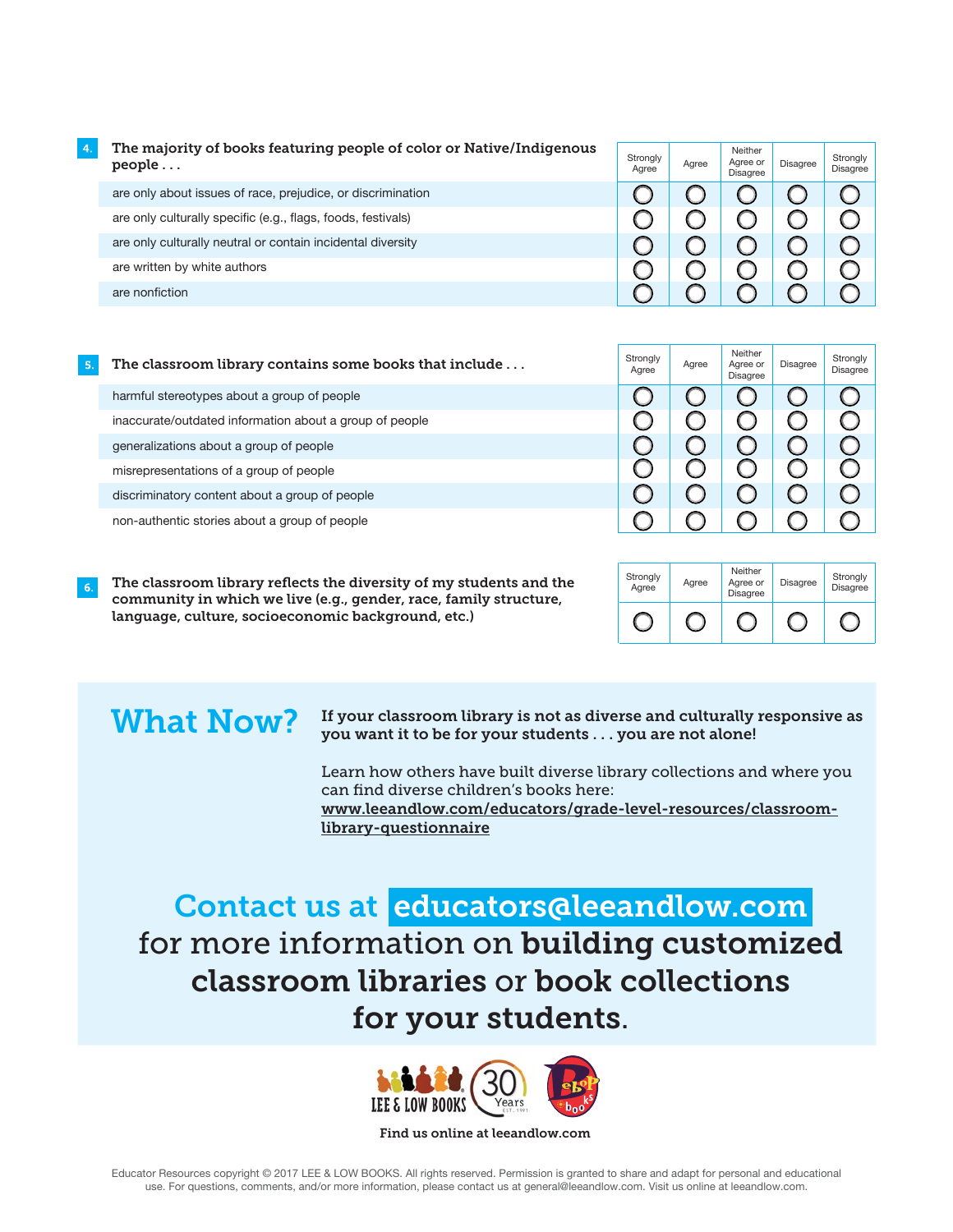| **4. The majority of books featuring people of color or Native/Indigenous people . . .** | Strongly Agree | Agree | Neither Agree or Disagree | Disagree | Strongly Disagree |
|---|---|---|---|---|---|
| are only about issues of race, prejudice, or discrimination | ○ | ○ | ○ | ○ | ○ |
| are only culturally specific (e.g., flags, foods, festivals) | ○ | ○ | ○ | ○ | ○ |
| are only culturally neutral or contain incidental diversity | ○ | ○ | ○ | ○ | ○ |
| are written by white authors | ○ | ○ | ○ | ○ | ○ |
| are nonfiction | ○ | ○ | ○ | ○ | ○ |

| **5. The classroom library contains some books that include . . .** | Strongly Agree | Agree | Neither Agree or Disagree | Disagree | Strongly Disagree |
|---|---|---|---|---|---|
| harmful stereotypes about a group of people | ○ | ○ | ○ | ○ | ○ |
| inaccurate/outdated information about a group of people | ○ | ○ | ○ | ○ | ○ |
| generalizations about a group of people | ○ | ○ | ○ | ○ | ○ |
| misrepresentations of a group of people | ○ | ○ | ○ | ○ | ○ |
| discriminatory content about a group of people | ○ | ○ | ○ | ○ | ○ |
| non-authentic stories about a group of people | ○ | ○ | ○ | ○ | ○ |

| **6. The classroom library reflects the diversity of my students and the community in which we live (e.g., gender, race, family structure, language, culture, socioeconomic background, etc.)** | Strongly Agree | Agree | Neither Agree or Disagree | Disagree | Strongly Disagree |
|---|---|---|---|---|---|
| | ○ | ○ | ○ | ○ | ○ |

## What Now?

**If your classroom library is not as diverse and culturally responsive as you want it to be for your students . . . you are not alone!**

Learn how others have built diverse library collections and where you can find diverse children's books here: **www.leeandlow.com/educators/grade-level-resources/classroom-library-questionnaire**

## Contact us at educators@leeandlow.com

for more information on **building customized classroom libraries** or **book collections for your students**.

LEE & LOW BOOKS 30 Years EST. 1991

Bebop books

**Find us online at leeandlow.com**

Educator Resources copyright © 2017 LEE & LOW BOOKS. All rights reserved. Permission is granted to share and adapt for personal and educational use. For questions, comments, and/or more information, please contact us at general@leeandlow.com. Visit us online at leeandlow.com.